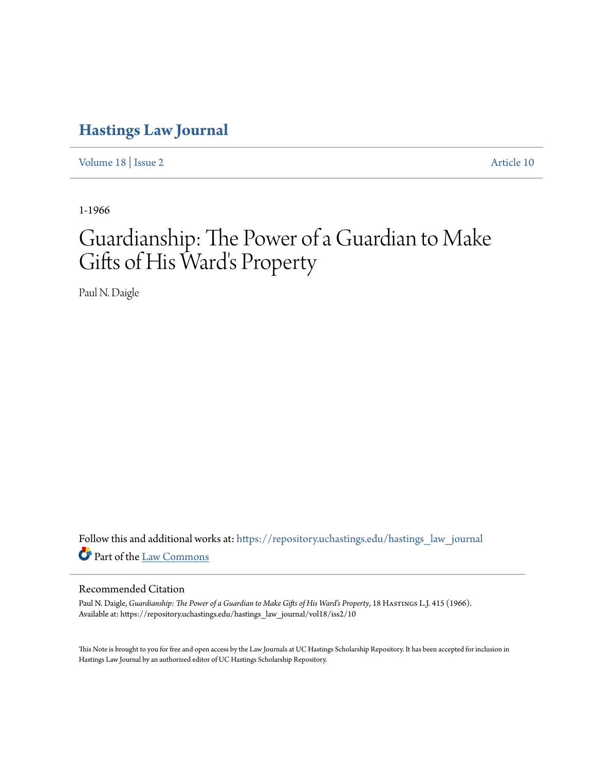# Hastings Law Journal

Volume 18 | Issue 2 Article 10

1-1966

# Guardianship: The Power of a Guardian to Make Gifts of His Ward's Property

Paul N. Daigle

Follow this and additional works at: https://repository.uchastings.edu/hastings_law_journal

Part of the Law Commons

## Recommended Citation

Paul N. Daigle, *Guardianship: The Power of a Guardian to Make Gifts of His Ward's Property*, 18 Hastings L.J. 415 (1966).
Available at: https://repository.uchastings.edu/hastings_law_journal/vol18/iss2/10

This Note is brought to you for free and open access by the Law Journals at UC Hastings Scholarship Repository. It has been accepted for inclusion in Hastings Law Journal by an authorized editor of UC Hastings Scholarship Repository.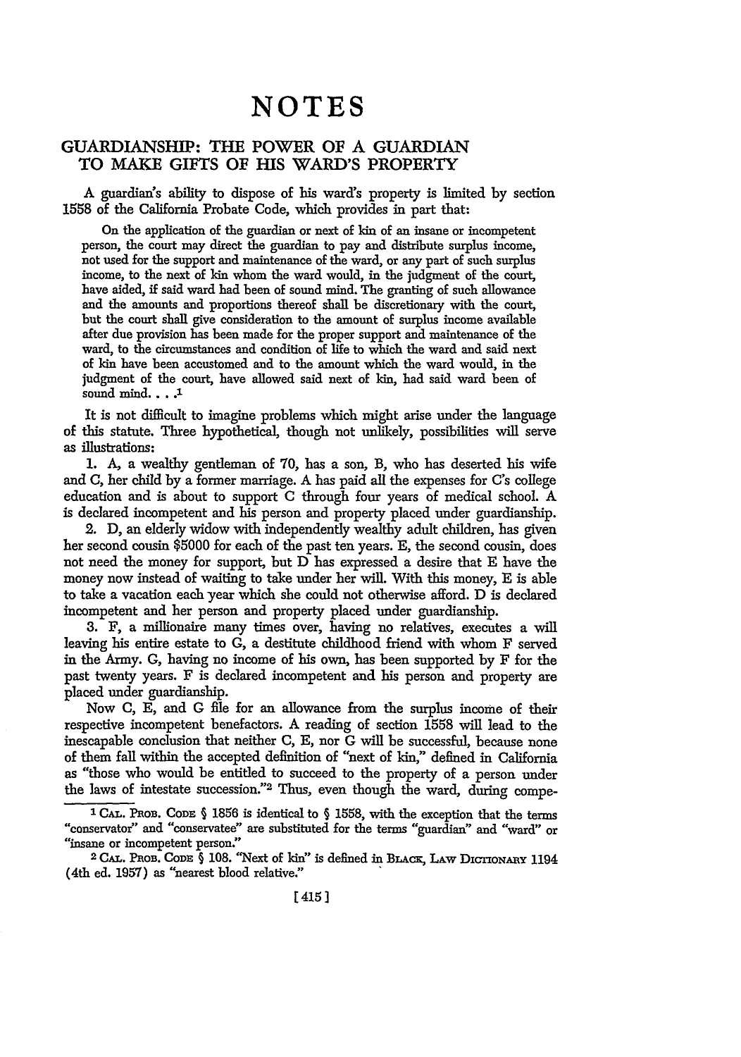# NOTES

## GUARDIANSHIP: THE POWER OF A GUARDIAN TO MAKE GIFTS OF HIS WARD'S PROPERTY

A guardian's ability to dispose of his ward's property is limited by section 1558 of the California Probate Code, which provides in part that:

> On the application of the guardian or next of kin of an insane or incompetent person, the court may direct the guardian to pay and distribute surplus income, not used for the support and maintenance of the ward, or any part of such surplus income, to the next of kin whom the ward would, in the judgment of the court, have aided, if said ward had been of sound mind. The granting of such allowance and the amounts and proportions thereof shall be discretionary with the court, but the court shall give consideration to the amount of surplus income available after due provision has been made for the proper support and maintenance of the ward, to the circumstances and condition of life to which the ward and said next of kin have been accustomed and to the amount which the ward would, in the judgment of the court, have allowed said next of kin, had said ward been of sound mind. . . .[1]

It is not difficult to imagine problems which might arise under the language of this statute. Three hypothetical, though not unlikely, possibilities will serve as illustrations:

1. A, a wealthy gentleman of 70, has a son, B, who has deserted his wife and C, her child by a former marriage. A has paid all the expenses for C's college education and is about to support C through four years of medical school. A is declared incompetent and his person and property placed under guardianship.

2. D, an elderly widow with independently wealthy adult children, has given her second cousin $5000 for each of the past ten years. E, the second cousin, does not need the money for support, but D has expressed a desire that E have the money now instead of waiting to take under her will. With this money, E is able to take a vacation each year which she could not otherwise afford. D is declared incompetent and her person and property placed under guardianship.

3. F, a millionaire many times over, having no relatives, executes a will leaving his entire estate to G, a destitute childhood friend with whom F served in the Army. G, having no income of his own, has been supported by F for the past twenty years. F is declared incompetent and his person and property are placed under guardianship.

Now C, E, and G file for an allowance from the surplus income of their respective incompetent benefactors. A reading of section 1558 will lead to the inescapable conclusion that neither C, E, nor G will be successful, because none of them fall within the accepted definition of "next of kin," defined in California as "those who would be entitled to succeed to the property of a person under the laws of intestate succession."[2] Thus, even though the ward, during compe-

---

[1] CAL. PROB. CODE § 1856 is identical to § 1558, with the exception that the terms "conservator" and "conservatee" are substituted for the terms "guardian" and "ward" or "insane or incompetent person."

[2] CAL. PROB. CODE § 108. "Next of kin" is defined in BLACK, LAW DICTIONARY 1194 (4th ed. 1957) as "nearest blood relative."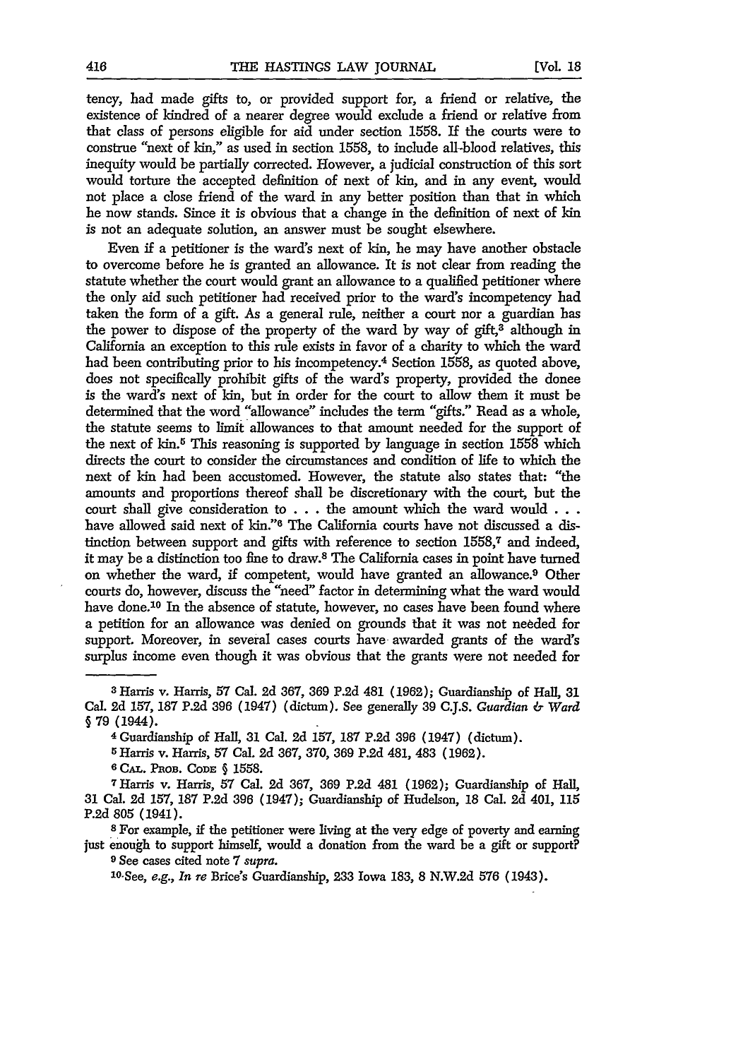tency, had made gifts to, or provided support for, a friend or relative, the existence of kindred of a nearer degree would exclude a friend or relative from that class of persons eligible for aid under section 1558. If the courts were to construe "next of kin," as used in section 1558, to include all-blood relatives, this inequity would be partially corrected. However, a judicial construction of this sort would torture the accepted definition of next of kin, and in any event, would not place a close friend of the ward in any better position than that in which he now stands. Since it is obvious that a change in the definition of next of kin is not an adequate solution, an answer must be sought elsewhere.

Even if a petitioner is the ward's next of kin, he may have another obstacle to overcome before he is granted an allowance. It is not clear from reading the statute whether the court would grant an allowance to a qualified petitioner where the only aid such petitioner had received prior to the ward's incompetency had taken the form of a gift. As a general rule, neither a court nor a guardian has the power to dispose of the property of the ward by way of gift,[3] although in California an exception to this rule exists in favor of a charity to which the ward had been contributing prior to his incompetency.[4] Section 1558, as quoted above, does not specifically prohibit gifts of the ward's property, provided the donee is the ward's next of kin, but in order for the court to allow them it must be determined that the word "allowance" includes the term "gifts." Read as a whole, the statute seems to limit allowances to that amount needed for the support of the next of kin.[5] This reasoning is supported by language in section 1558 which directs the court to consider the circumstances and condition of life to which the next of kin had been accustomed. However, the statute also states that: "the amounts and proportions thereof shall be discretionary with the court, but the court shall give consideration to . . . the amount which the ward would . . . have allowed said next of kin."[6] The California courts have not discussed a distinction between support and gifts with reference to section 1558,[7] and indeed, it may be a distinction too fine to draw.[8] The California cases in point have turned on whether the ward, if competent, would have granted an allowance.[9] Other courts do, however, discuss the "need" factor in determining what the ward would have done.[10] In the absence of statute, however, no cases have been found where a petition for an allowance was denied on grounds that it was not needed for support. Moreover, in several cases courts have awarded grants of the ward's surplus income even though it was obvious that the grants were not needed for

---

[3] Harris v. Harris, 57 Cal. 2d 367, 369 P.2d 481 (1962); Guardianship of Hall, 31 Cal. 2d 157, 187 P.2d 396 (1947) (dictum). See generally 39 C.J.S. *Guardian & Ward* § 79 (1944).

[4] Guardianship of Hall, 31 Cal. 2d 157, 187 P.2d 396 (1947) (dictum).

[5] Harris v. Harris, 57 Cal. 2d 367, 370, 369 P.2d 481, 483 (1962).

[6] CAL. PROB. CODE § 1558.

[7] Harris v. Harris, 57 Cal. 2d 367, 369 P.2d 481 (1962); Guardianship of Hall, 31 Cal. 2d 157, 187 P.2d 396 (1947); Guardianship of Hudelson, 18 Cal. 2d 401, 115 P.2d 805 (1941).

[8] For example, if the petitioner were living at the very edge of poverty and earning just enough to support himself, would a donation from the ward be a gift or support?

[9] See cases cited note 7 *supra*.

[10] See, *e.g.*, *In re* Brice's Guardianship, 233 Iowa 183, 8 N.W.2d 576 (1943).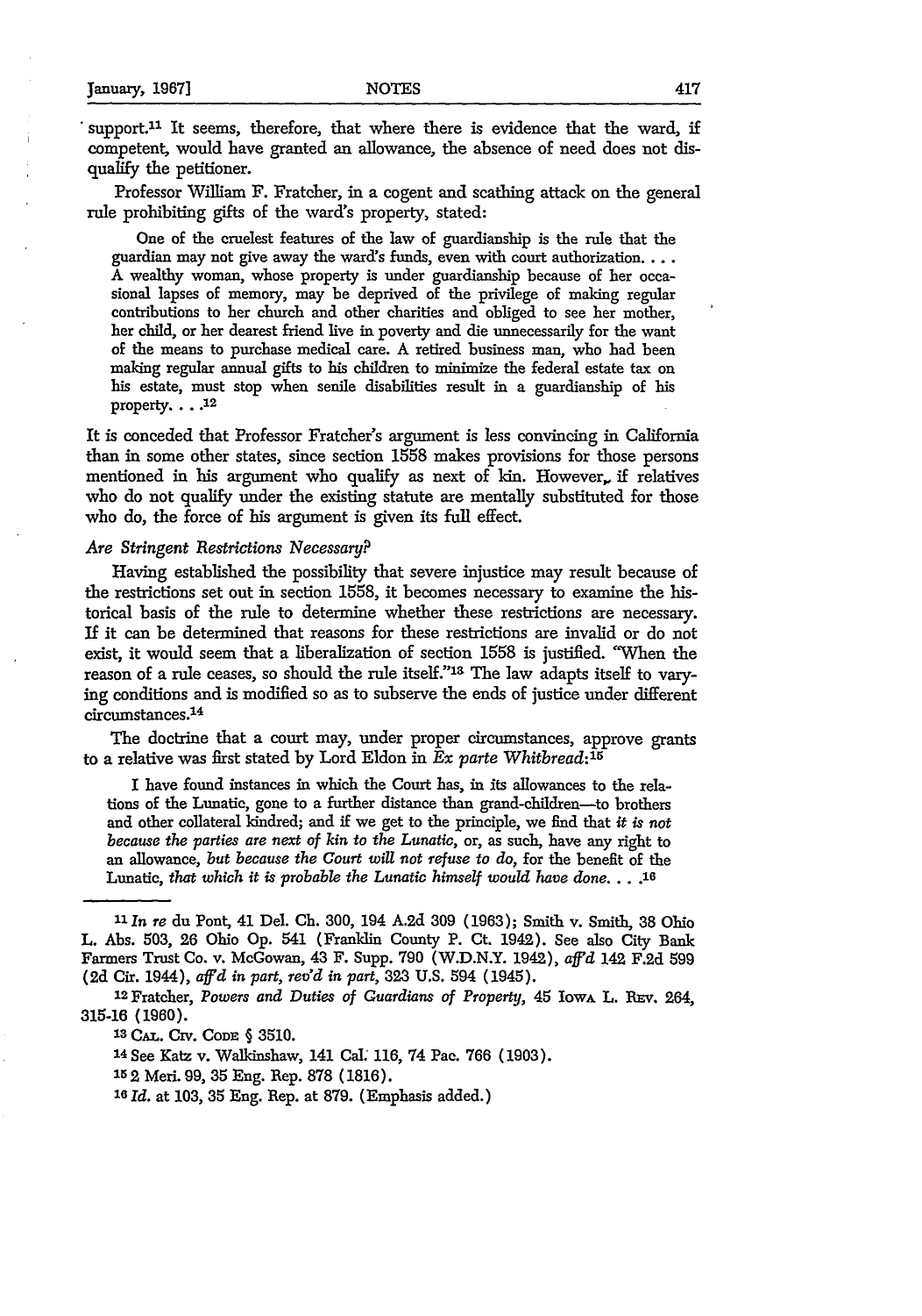support.[11] It seems, therefore, that where there is evidence that the ward, if competent, would have granted an allowance, the absence of need does not disqualify the petitioner.

Professor William F. Fratcher, in a cogent and scathing attack on the general rule prohibiting gifts of the ward's property, stated:

> One of the cruelest features of the law of guardianship is the rule that the guardian may not give away the ward's funds, even with court authorization. . . . A wealthy woman, whose property is under guardianship because of her occasional lapses of memory, may be deprived of the privilege of making regular contributions to her church and other charities and obliged to see her mother, her child, or her dearest friend live in poverty and die unnecessarily for the want of the means to purchase medical care. A retired business man, who had been making regular annual gifts to his children to minimize the federal estate tax on his estate, must stop when senile disabilities result in a guardianship of his property. . . .[12]

It is conceded that Professor Fratcher's argument is less convincing in California than in some other states, since section 1558 makes provisions for those persons mentioned in his argument who qualify as next of kin. However, if relatives who do not qualify under the existing statute are mentally substituted for those who do, the force of his argument is given its full effect.

### *Are Stringent Restrictions Necessary?*

Having established the possibility that severe injustice may result because of the restrictions set out in section 1558, it becomes necessary to examine the historical basis of the rule to determine whether these restrictions are necessary. If it can be determined that reasons for these restrictions are invalid or do not exist, it would seem that a liberalization of section 1558 is justified. "When the reason of a rule ceases, so should the rule itself."[13] The law adapts itself to varying conditions and is modified so as to subserve the ends of justice under different circumstances.[14]

The doctrine that a court may, under proper circumstances, approve grants to a relative was first stated by Lord Eldon in *Ex parte Whitbread:*[15]

> I have found instances in which the Court has, in its allowances to the relations of the Lunatic, gone to a further distance than grand-children—to brothers and other collateral kindred; and if we get to the principle, we find that *it is not because the parties are next of kin to the Lunatic*, or, as such, have any right to an allowance, *but because the Court will not refuse to do*, for the benefit of the Lunatic, *that which it is probable the Lunatic himself would have done*. . . .[16]

---

[11] *In re* du Pont, 41 Del. Ch. 300, 194 A.2d 309 (1963); Smith v. Smith, 38 Ohio L. Abs. 503, 26 Ohio Op. 541 (Franklin County P. Ct. 1942). See also City Bank Farmers Trust Co. v. McGowan, 43 F. Supp. 790 (W.D.N.Y. 1942), *aff'd* 142 F.2d 599 (2d Cir. 1944), *aff'd in part, rev'd in part,* 323 U.S. 594 (1945).

[12] Fratcher, *Powers and Duties of Guardians of Property,* 45 Iowa L. Rev. 264, 315-16 (1960).

[13] Cal. Civ. Code § 3510.

[14] See Katz v. Walkinshaw, 141 Cal. 116, 74 Pac. 766 (1903).

[15] 2 Meri. 99, 35 Eng. Rep. 878 (1816).

[16] *Id.* at 103, 35 Eng. Rep. at 879. (Emphasis added.)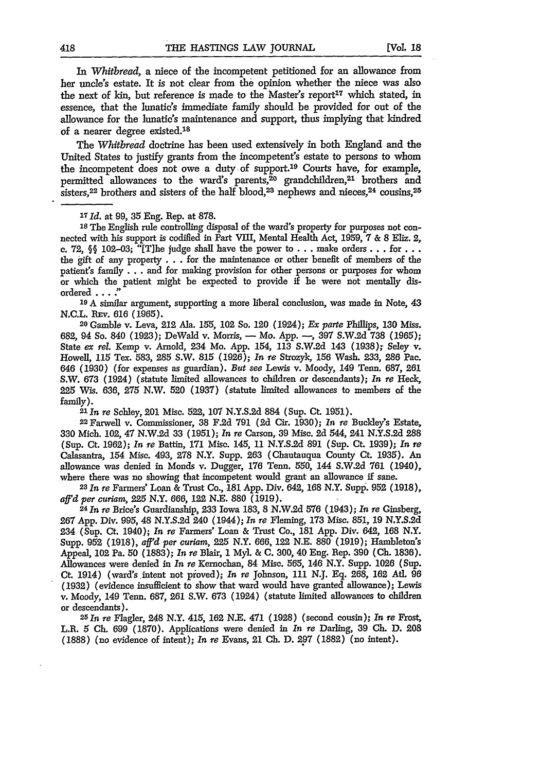In *Whitbread*, a niece of the incompetent petitioned for an allowance from her uncle's estate. It is not clear from the opinion whether the niece was also the next of kin, but reference is made to the Master's report[17] which stated, in essence, that the lunatic's immediate family should be provided for out of the allowance for the lunatic's maintenance and support, thus implying that kindred of a nearer degree existed.[18]

The *Whitbread* doctrine has been used extensively in both England and the United States to justify grants from the incompetent's estate to persons to whom the incompetent does not owe a duty of support.[19] Courts have, for example, permitted allowances to the ward's parents,[20] grandchildren,[21] brothers and sisters,[22] brothers and sisters of the half blood,[23] nephews and nieces,[24] cousins,[25]

---

[17] *Id.* at 99, 35 Eng. Rep. at 878.

[18] The English rule controlling disposal of the ward's property for purposes not connected with his support is codified in Part VIII, Mental Health Act, 1959, 7 & 8 Eliz. 2, c. 72, §§ 102–03; "[T]he judge shall have the power to . . . make orders . . . for . . . the gift of any property . . . for the maintenance or other benefit of members of the patient's family . . . and for making provision for other persons or purposes for whom or which the patient might be expected to provide if he were not mentally disordered . . . ."

[19] A similar argument, supporting a more liberal conclusion, was made in Note, 43 N.C.L. Rev. 616 (1965).

[20] Gamble v. Leva, 212 Ala. 155, 102 So. 120 (1924); *Ex parte* Phillips, 130 Miss. 682, 94 So. 840 (1923); DeWald v. Morris, — Mo. App. —, 397 S.W.2d 738 (1965); State *ex rel.* Kemp v. Arnold, 234 Mo. App. 154, 113 S.W.2d 143 (1938); Seley v. Howell, 115 Tex. 583, 285 S.W. 815 (1926); *In re* Strozyk, 156 Wash. 233, 286 Pac. 646 (1930) (for expenses as guardian). *But see* Lewis v. Moody, 149 Tenn. 687, 261 S.W. 673 (1924) (statute limited allowances to children or descendants); *In re* Heck, 225 Wis. 636, 275 N.W. 520 (1937) (statute limited allowances to members of the family).

[21] *In re* Schley, 201 Misc. 522, 107 N.Y.S.2d 884 (Sup. Ct. 1951).

[22] Farwell v. Commissioner, 38 F.2d 791 (2d Cir. 1930); *In re* Buckley's Estate, 330 Mich. 102, 47 N.W.2d 33 (1951); *In re* Carson, 39 Misc. 2d 544, 241 N.Y.S.2d 288 (Sup. Ct. 1962); *In re* Battin, 171 Misc. 145, 11 N.Y.S.2d 891 (Sup. Ct. 1939); *In re* Calasantra, 154 Misc. 493, 278 N.Y. Supp. 263 (Chautauqua County Ct. 1935). An allowance was denied in Monds v. Dugger, 176 Tenn. 550, 144 S.W.2d 761 (1940), where there was no showing that incompetent would grant an allowance if sane.

[23] *In re* Farmers' Loan & Trust Co., 181 App. Div. 642, 168 N.Y. Supp. 952 (1918), *aff'd per curiam*, 225 N.Y. 666, 122 N.E. 880 (1919).

[24] *In re* Brice's Guardianship, 233 Iowa 183, 8 N.W.2d 576 (1943); *In re* Ginsberg, 267 App. Div. 995, 48 N.Y.S.2d 240 (1944); *In re* Fleming, 173 Misc. 851, 19 N.Y.S.2d 234 (Sup. Ct. 1940); *In re* Farmers' Loan & Trust Co., 181 App. Div. 642, 168 N.Y. Supp. 952 (1918), *aff'd per curiam*, 225 N.Y. 666, 122 N.E. 880 (1919); Hambleton's Appeal, 102 Pa. 50 (1883); *In re* Blair, 1 Myl. & C. 300, 40 Eng. Rep. 390 (Ch. 1836). Allowances were denied in *In re* Kernochan, 84 Misc. 565, 146 N.Y. Supp. 1026 (Sup. Ct. 1914) (ward's intent not proved); *In re* Johnson, 111 N.J. Eq. 268, 162 Atl. 96 (1932) (evidence insufficient to show that ward would have granted allowance); Lewis v. Moody, 149 Tenn. 687, 261 S.W. 673 (1924) (statute limited allowances to children or descendants).

[25] *In re* Flagler, 248 N.Y. 415, 162 N.E. 471 (1928) (second cousin); *In re* Frost, L.R. 5 Ch. 699 (1870). Applications were denied in *In re* Darling, 39 Ch. D. 208 (1888) (no evidence of intent); *In re* Evans, 21 Ch. D. 297 (1882) (no intent).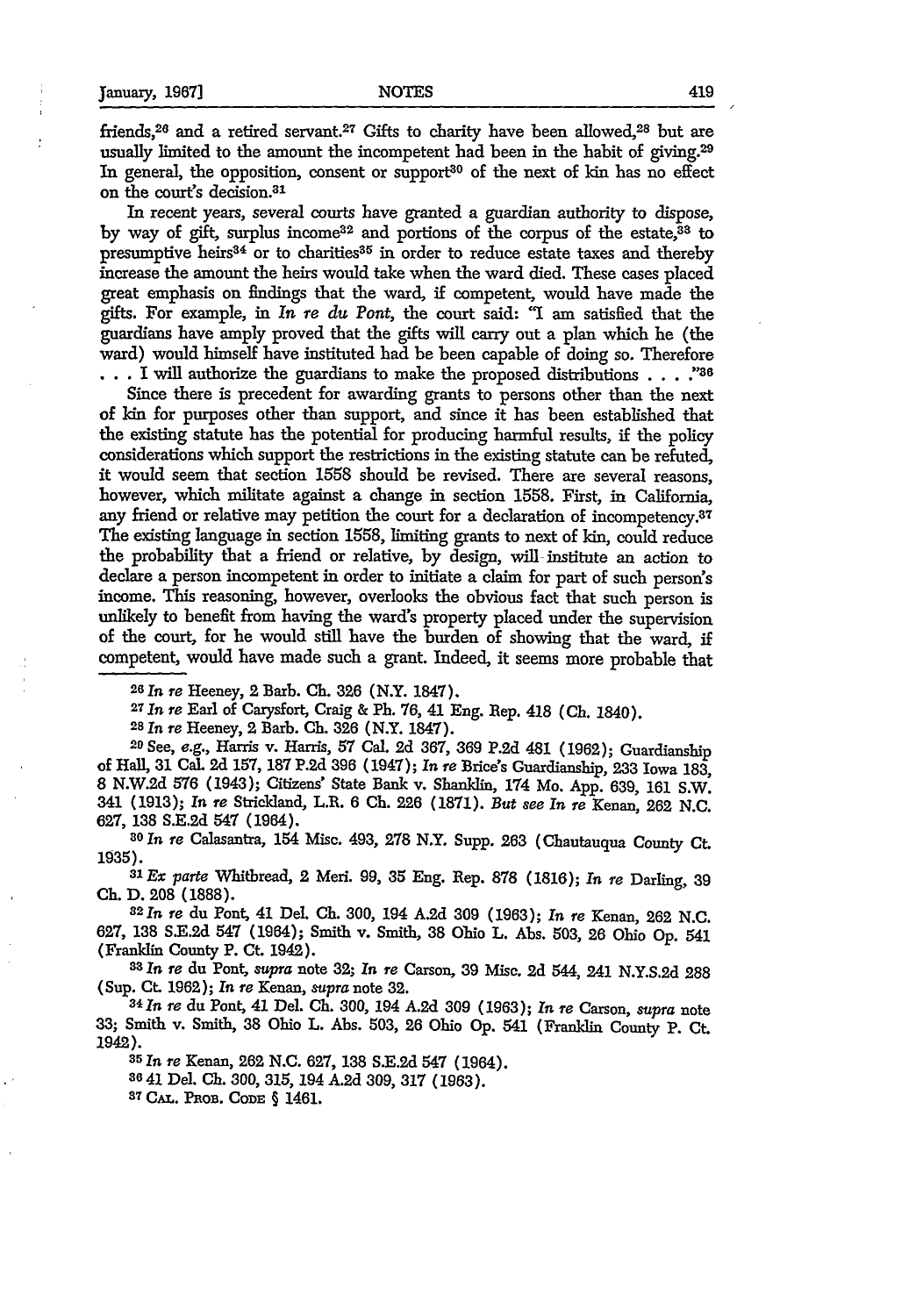friends,[26] and a retired servant.[27] Gifts to charity have been allowed,[28] but are usually limited to the amount the incompetent had been in the habit of giving.[29] In general, the opposition, consent or support[30] of the next of kin has no effect on the court's decision.[31]

In recent years, several courts have granted a guardian authority to dispose, by way of gift, surplus income[32] and portions of the corpus of the estate,[33] to presumptive heirs[34] or to charities[35] in order to reduce estate taxes and thereby increase the amount the heirs would take when the ward died. These cases placed great emphasis on findings that the ward, if competent, would have made the gifts. For example, in *In re du Pont*, the court said: "I am satisfied that the guardians have amply proved that the gifts will carry out a plan which he (the ward) would himself have instituted had be been capable of doing so. Therefore . . . I will authorize the guardians to make the proposed distributions . . . ."[36]

Since there is precedent for awarding grants to persons other than the next of kin for purposes other than support, and since it has been established that the existing statute has the potential for producing harmful results, if the policy considerations which support the restrictions in the existing statute can be refuted, it would seem that section 1558 should be revised. There are several reasons, however, which militate against a change in section 1558. First, in California, any friend or relative may petition the court for a declaration of incompetency.[37] The existing language in section 1558, limiting grants to next of kin, could reduce the probability that a friend or relative, by design, will institute an action to declare a person incompetent in order to initiate a claim for part of such person's income. This reasoning, however, overlooks the obvious fact that such person is unlikely to benefit from having the ward's property placed under the supervision of the court, for he would still have the burden of showing that the ward, if competent, would have made such a grant. Indeed, it seems more probable that

---

[26] *In re* Heeney, 2 Barb. Ch. 326 (N.Y. 1847).

[27] *In re* Earl of Carysfort, Craig & Ph. 76, 41 Eng. Rep. 418 (Ch. 1840).

[28] *In re* Heeney, 2 Barb. Ch. 326 (N.Y. 1847).

[29] See, *e.g.*, Harris v. Harris, 57 Cal. 2d 367, 369 P.2d 481 (1962); Guardianship of Hall, 31 Cal. 2d 157, 187 P.2d 396 (1947); *In re* Brice's Guardianship, 233 Iowa 183, 8 N.W.2d 576 (1943); Citizens' State Bank v. Shanklin, 174 Mo. App. 639, 161 S.W. 341 (1913); *In re* Strickland, L.R. 6 Ch. 226 (1871). *But see In re* Kenan, 262 N.C. 627, 138 S.E.2d 547 (1964).

[30] *In re* Calasantra, 154 Misc. 493, 278 N.Y. Supp. 263 (Chautauqua County Ct. 1935).

[31] *Ex parte* Whitbread, 2 Meri. 99, 35 Eng. Rep. 878 (1816); *In re* Darling, 39 Ch. D. 208 (1888).

[32] *In re* du Pont, 41 Del. Ch. 300, 194 A.2d 309 (1963); *In re* Kenan, 262 N.C. 627, 138 S.E.2d 547 (1964); Smith v. Smith, 38 Ohio L. Abs. 503, 26 Ohio Op. 541 (Franklin County P. Ct. 1942).

[33] *In re* du Pont, *supra* note 32; *In re* Carson, 39 Misc. 2d 544, 241 N.Y.S.2d 288 (Sup. Ct. 1962); *In re* Kenan, *supra* note 32.

[34] *In re* du Pont, 41 Del. Ch. 300, 194 A.2d 309 (1963); *In re* Carson, *supra* note 33; Smith v. Smith, 38 Ohio L. Abs. 503, 26 Ohio Op. 541 (Franklin County P. Ct. 1942).

[35] *In re* Kenan, 262 N.C. 627, 138 S.E.2d 547 (1964).

[36] 41 Del. Ch. 300, 315, 194 A.2d 309, 317 (1963).

[37] Cal. Prob. Code § 1461.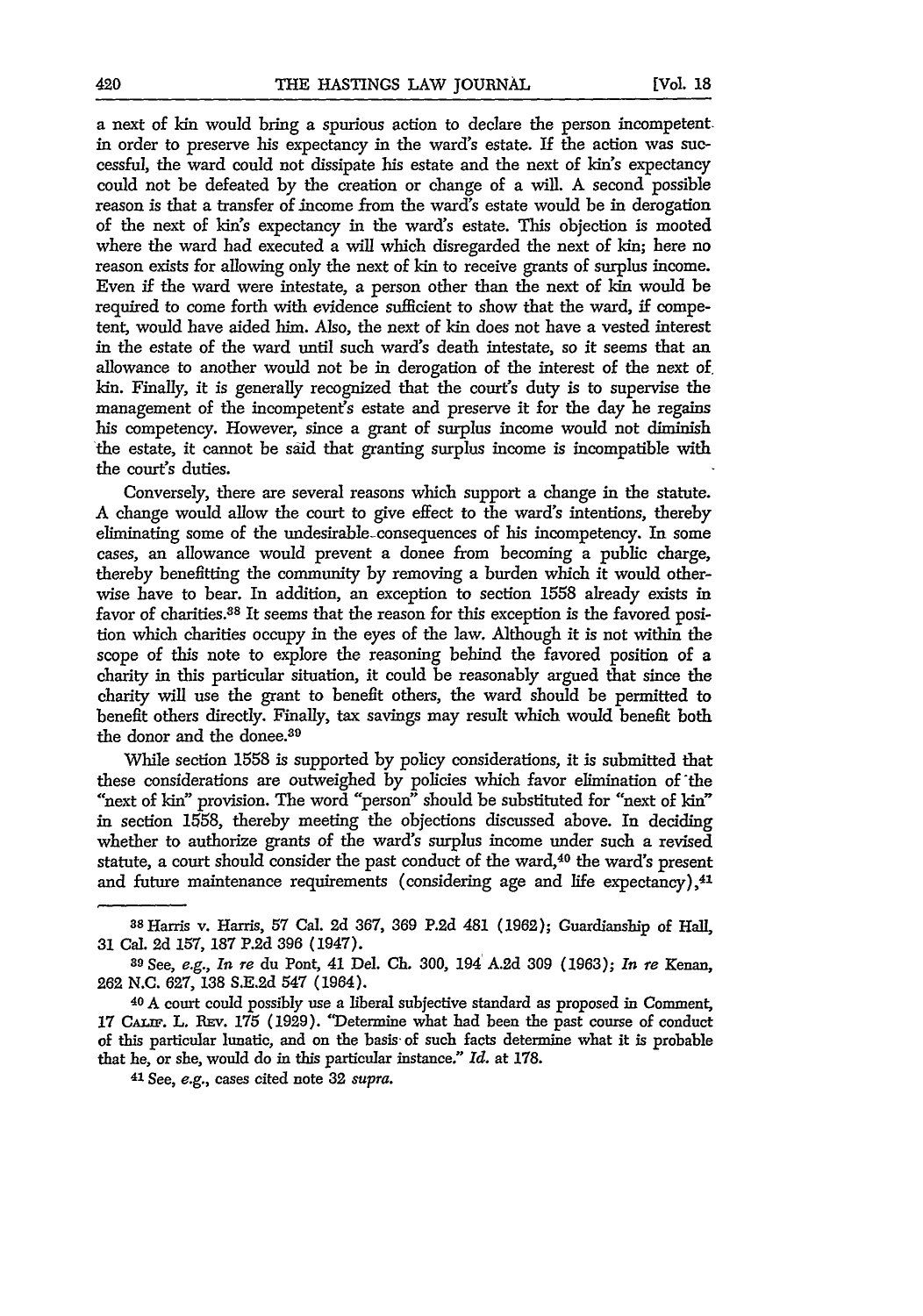a next of kin would bring a spurious action to declare the person incompetent in order to preserve his expectancy in the ward's estate. If the action was successful, the ward could not dissipate his estate and the next of kin's expectancy could not be defeated by the creation or change of a will. A second possible reason is that a transfer of income from the ward's estate would be in derogation of the next of kin's expectancy in the ward's estate. This objection is mooted where the ward had executed a will which disregarded the next of kin; here no reason exists for allowing only the next of kin to receive grants of surplus income. Even if the ward were intestate, a person other than the next of kin would be required to come forth with evidence sufficient to show that the ward, if competent, would have aided him. Also, the next of kin does not have a vested interest in the estate of the ward until such ward's death intestate, so it seems that an allowance to another would not be in derogation of the interest of the next of kin. Finally, it is generally recognized that the court's duty is to supervise the management of the incompetent's estate and preserve it for the day he regains his competency. However, since a grant of surplus income would not diminish the estate, it cannot be said that granting surplus income is incompatible with the court's duties.

Conversely, there are several reasons which support a change in the statute. A change would allow the court to give effect to the ward's intentions, thereby eliminating some of the undesirable consequences of his incompetency. In some cases, an allowance would prevent a donee from becoming a public charge, thereby benefitting the community by removing a burden which it would otherwise have to bear. In addition, an exception to section 1558 already exists in favor of charities.[38] It seems that the reason for this exception is the favored position which charities occupy in the eyes of the law. Although it is not within the scope of this note to explore the reasoning behind the favored position of a charity in this particular situation, it could be reasonably argued that since the charity will use the grant to benefit others, the ward should be permitted to benefit others directly. Finally, tax savings may result which would benefit both the donor and the donee.[39]

While section 1558 is supported by policy considerations, it is submitted that these considerations are outweighed by policies which favor elimination of the "next of kin" provision. The word "person" should be substituted for "next of kin" in section 1558, thereby meeting the objections discussed above. In deciding whether to authorize grants of the ward's surplus income under such a revised statute, a court should consider the past conduct of the ward,[40] the ward's present and future maintenance requirements (considering age and life expectancy),[41]

---

[38] Harris v. Harris, 57 Cal. 2d 367, 369 P.2d 481 (1962); Guardianship of Hall, 31 Cal. 2d 157, 187 P.2d 396 (1947).

[39] See, *e.g.*, *In re* du Pont, 41 Del. Ch. 300, 194 A.2d 309 (1963); *In re* Kenan, 262 N.C. 627, 138 S.E.2d 547 (1964).

[40] A court could possibly use a liberal subjective standard as proposed in Comment, 17 CALIF. L. REV. 175 (1929). "Determine what had been the past course of conduct of this particular lunatic, and on the basis of such facts determine what it is probable that he, or she, would do in this particular instance." *Id.* at 178.

[41] See, *e.g.*, cases cited note 32 *supra*.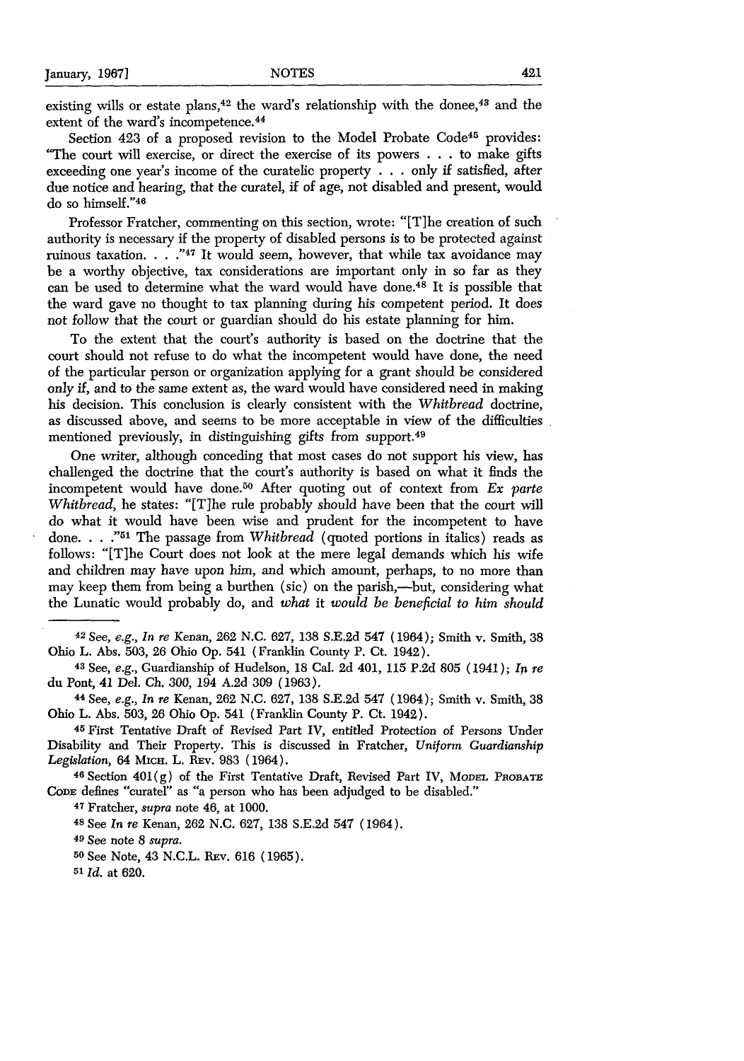existing wills or estate plans,[42] the ward's relationship with the donee,[43] and the extent of the ward's incompetence.[44]

Section 423 of a proposed revision to the Model Probate Code[45] provides: "The court will exercise, or direct the exercise of its powers . . . to make gifts exceeding one year's income of the curatelic property . . . only if satisfied, after due notice and hearing, that the curatel, if of age, not disabled and present, would do so himself."[46]

Professor Fratcher, commenting on this section, wrote: "[T]he creation of such authority is necessary if the property of disabled persons is to be protected against ruinous taxation. . . ."[47] It would seem, however, that while tax avoidance may be a worthy objective, tax considerations are important only in so far as they can be used to determine what the ward would have done.[48] It is possible that the ward gave no thought to tax planning during his competent period. It does not follow that the court or guardian should do his estate planning for him.

To the extent that the court's authority is based on the doctrine that the court should not refuse to do what the incompetent would have done, the need of the particular person or organization applying for a grant should be considered only if, and to the same extent as, the ward would have considered need in making his decision. This conclusion is clearly consistent with the *Whitbread* doctrine, as discussed above, and seems to be more acceptable in view of the difficulties mentioned previously, in distinguishing gifts from support.[49]

One writer, although conceding that most cases do not support his view, has challenged the doctrine that the court's authority is based on what it finds the incompetent would have done.[50] After quoting out of context from *Ex parte Whitbread*, he states: "[T]he rule probably should have been that the court will do what it would have been wise and prudent for the incompetent to have done. . . ."[51] The passage from *Whitbread* (quoted portions in italics) reads as follows: "[T]he Court does not look at the mere legal demands which his wife and children may have upon him, and which amount, perhaps, to no more than may keep them from being a burthen (sic) on the parish,—but, considering what the Lunatic would probably do, and *what it would be beneficial to him should*

---

[42] See, *e.g.*, *In re* Kenan, 262 N.C. 627, 138 S.E.2d 547 (1964); Smith v. Smith, 38 Ohio L. Abs. 503, 26 Ohio Op. 541 (Franklin County P. Ct. 1942).

[43] See, *e.g.*, Guardianship of Hudelson, 18 Cal. 2d 401, 115 P.2d 805 (1941); *In re* du Pont, 41 Del. Ch. 300, 194 A.2d 309 (1963).

[44] See, *e.g.*, *In re* Kenan, 262 N.C. 627, 138 S.E.2d 547 (1964); Smith v. Smith, 38 Ohio L. Abs. 503, 26 Ohio Op. 541 (Franklin County P. Ct. 1942).

[45] First Tentative Draft of Revised Part IV, entitled Protection of Persons Under Disability and Their Property. This is discussed in Fratcher, *Uniform Guardianship Legislation*, 64 MICH. L. REV. 983 (1964).

[46] Section 401(g) of the First Tentative Draft, Revised Part IV, MODEL PROBATE CODE defines "curatel" as "a person who has been adjudged to be disabled."

[47] Fratcher, *supra* note 46, at 1000.

[48] See *In re* Kenan, 262 N.C. 627, 138 S.E.2d 547 (1964).

[49] See note 8 *supra*.

[50] See Note, 43 N.C.L. REV. 616 (1965).

[51] *Id.* at 620.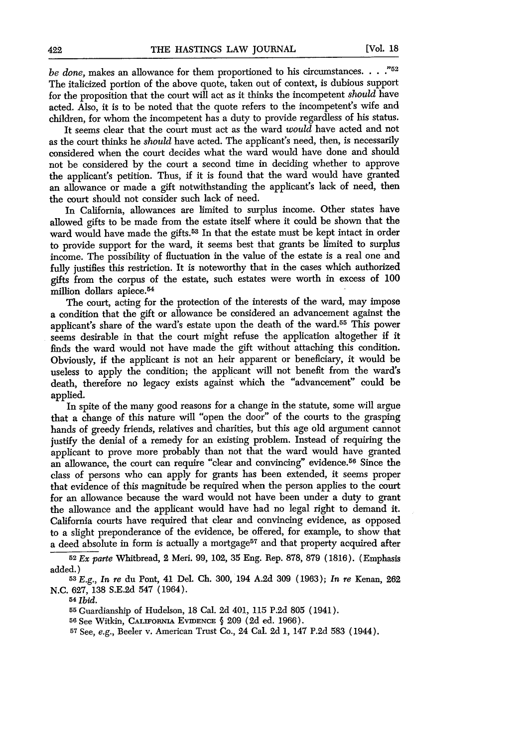*be done*, makes an allowance for them proportioned to his circumstances. . . ."[52] The italicized portion of the above quote, taken out of context, is dubious support for the proposition that the court will act as it thinks the incompetent *should* have acted. Also, it is to be noted that the quote refers to the incompetent's wife and children, for whom the incompetent has a duty to provide regardless of his status.

It seems clear that the court must act as the ward *would* have acted and not as the court thinks he *should* have acted. The applicant's need, then, is necessarily considered when the court decides what the ward would have done and should not be considered by the court a second time in deciding whether to approve the applicant's petition. Thus, if it is found that the ward would have granted an allowance or made a gift notwithstanding the applicant's lack of need, then the court should not consider such lack of need.

In California, allowances are limited to surplus income. Other states have allowed gifts to be made from the estate itself where it could be shown that the ward would have made the gifts.[53] In that the estate must be kept intact in order to provide support for the ward, it seems best that grants be limited to surplus income. The possibility of fluctuation in the value of the estate is a real one and fully justifies this restriction. It is noteworthy that in the cases which authorized gifts from the corpus of the estate, such estates were worth in excess of 100 million dollars apiece.[54]

The court, acting for the protection of the interests of the ward, may impose a condition that the gift or allowance be considered an advancement against the applicant's share of the ward's estate upon the death of the ward.[55] This power seems desirable in that the court might refuse the application altogether if it finds the ward would not have made the gift without attaching this condition. Obviously, if the applicant is not an heir apparent or beneficiary, it would be useless to apply the condition; the applicant will not benefit from the ward's death, therefore no legacy exists against which the "advancement" could be applied.

In spite of the many good reasons for a change in the statute, some will argue that a change of this nature will "open the door" of the courts to the grasping hands of greedy friends, relatives and charities, but this age old argument cannot justify the denial of a remedy for an existing problem. Instead of requiring the applicant to prove more probably than not that the ward would have granted an allowance, the court can require "clear and convincing" evidence.[56] Since the class of persons who can apply for grants has been extended, it seems proper that evidence of this magnitude be required when the person applies to the court for an allowance because the ward would not have been under a duty to grant the allowance and the applicant would have had no legal right to demand it. California courts have required that clear and convincing evidence, as opposed to a slight preponderance of the evidence, be offered, for example, to show that a deed absolute in form is actually a mortgage[57] and that property acquired after

---

[52] *Ex parte* Whitbread, 2 Meri. 99, 102, 35 Eng. Rep. 878, 879 (1816). (Emphasis added.)

[53] *E.g.*, *In re* du Pont, 41 Del. Ch. 300, 194 A.2d 309 (1963); *In re* Kenan, 262 N.C. 627, 138 S.E.2d 547 (1964).

[54] *Ibid.*

[55] Guardianship of Hudelson, 18 Cal. 2d 401, 115 P.2d 805 (1941).

[56] See Witkin, CALIFORNIA EVIDENCE § 209 (2d ed. 1966).

[57] See, *e.g.*, Beeler v. American Trust Co., 24 Cal. 2d 1, 147 P.2d 583 (1944).